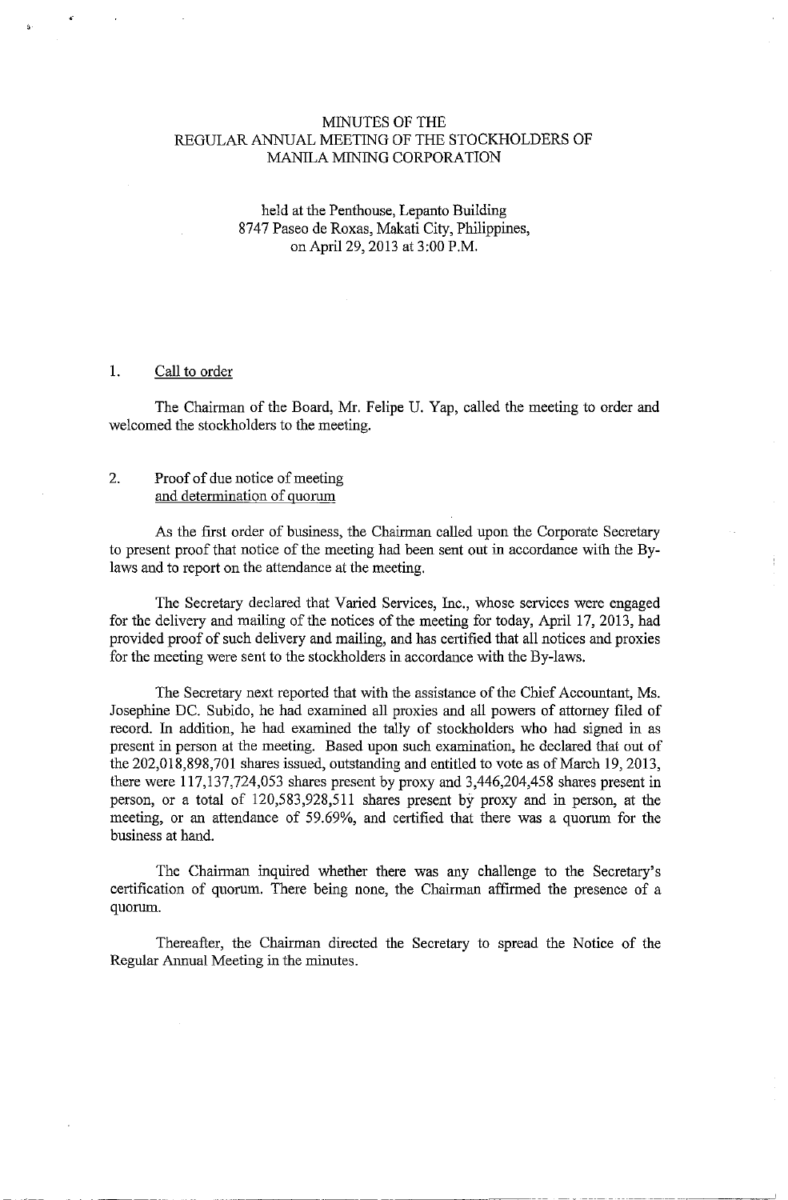# MINUTES OF THE REGULAR ANNUAL MEETING OF THE STOCKHOLDERS OF MANILA MINING CORPORATION

held at the Penthouse, Lepanto Building
8747 Paseo de Roxas, Makati City, Philippines,
on April 29, 2013 at 3:00 P.M.

## 1. Call to order

The Chairman of the Board, Mr. Felipe U. Yap, called the meeting to order and welcomed the stockholders to the meeting.

## 2. Proof of due notice of meeting and determination of quorum

As the first order of business, the Chairman called upon the Corporate Secretary to present proof that notice of the meeting had been sent out in accordance with the By-laws and to report on the attendance at the meeting.

The Secretary declared that Varied Services, Inc., whose services were engaged for the delivery and mailing of the notices of the meeting for today, April 17, 2013, had provided proof of such delivery and mailing, and has certified that all notices and proxies for the meeting were sent to the stockholders in accordance with the By-laws.

The Secretary next reported that with the assistance of the Chief Accountant, Ms. Josephine DC. Subido, he had examined all proxies and all powers of attorney filed of record. In addition, he had examined the tally of stockholders who had signed in as present in person at the meeting. Based upon such examination, he declared that out of the 202,018,898,701 shares issued, outstanding and entitled to vote as of March 19, 2013, there were 117,137,724,053 shares present by proxy and 3,446,204,458 shares present in person, or a total of 120,583,928,511 shares present by proxy and in person, at the meeting, or an attendance of 59.69%, and certified that there was a quorum for the business at hand.

The Chairman inquired whether there was any challenge to the Secretary's certification of quorum. There being none, the Chairman affirmed the presence of a quorum.

Thereafter, the Chairman directed the Secretary to spread the Notice of the Regular Annual Meeting in the minutes.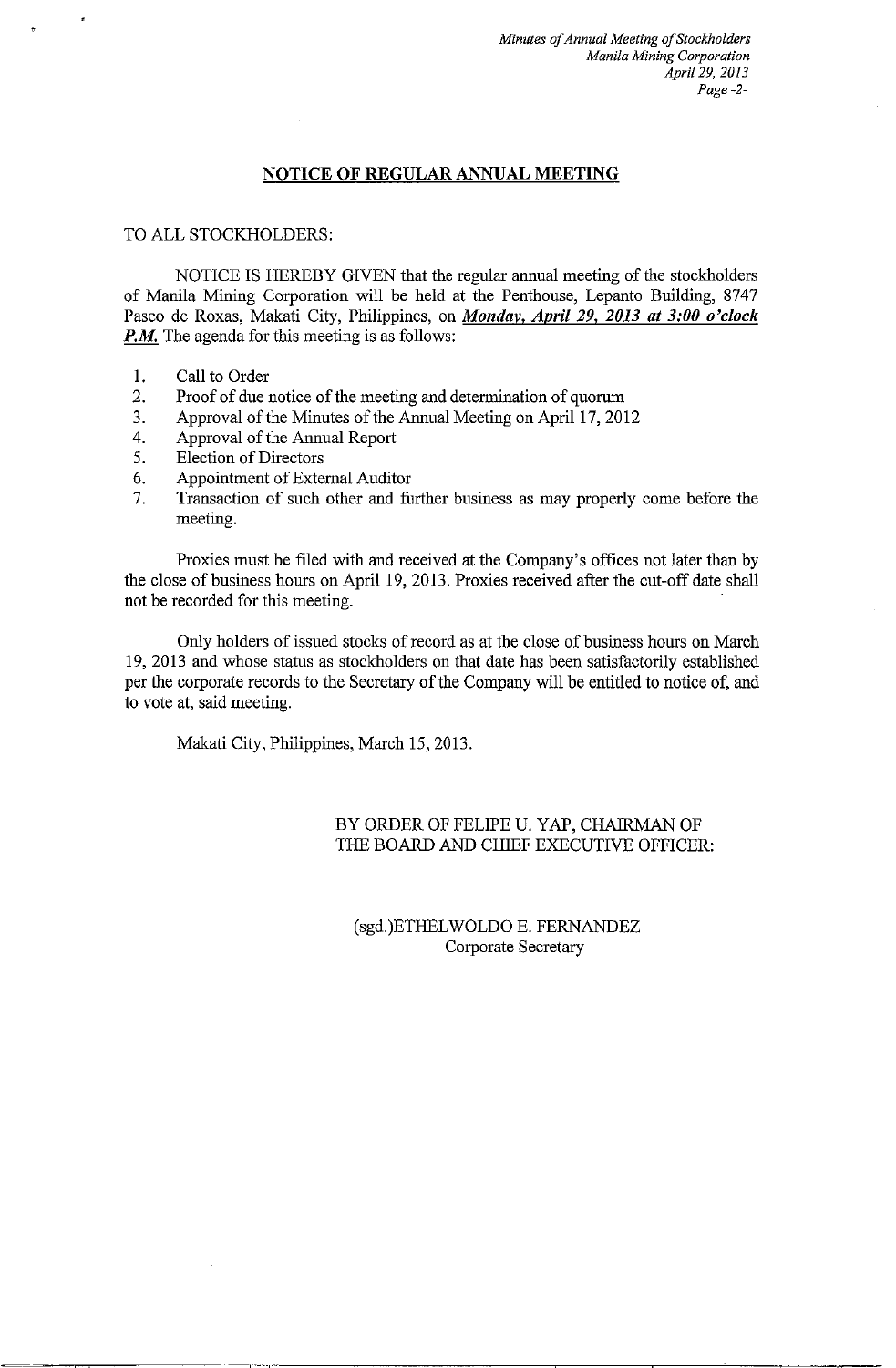## NOTICE OF REGULAR ANNUAL MEETING

TO ALL STOCKHOLDERS:

NOTICE IS HEREBY GIVEN that the regular annual meeting of the stockholders of Manila Mining Corporation will be held at the Penthouse, Lepanto Building, 8747 Paseo de Roxas, Makati City, Philippines, on ***Monday, April 29, 2013 at 3:00 o'clock P.M.*** The agenda for this meeting is as follows:

1. Call to Order
2. Proof of due notice of the meeting and determination of quorum
3. Approval of the Minutes of the Annual Meeting on April 17, 2012
4. Approval of the Annual Report
5. Election of Directors
6. Appointment of External Auditor
7. Transaction of such other and further business as may properly come before the meeting.

Proxies must be filed with and received at the Company's offices not later than by the close of business hours on April 19, 2013. Proxies received after the cut-off date shall not be recorded for this meeting.

Only holders of issued stocks of record as at the close of business hours on March 19, 2013 and whose status as stockholders on that date has been satisfactorily established per the corporate records to the Secretary of the Company will be entitled to notice of, and to vote at, said meeting.

Makati City, Philippines, March 15, 2013.

BY ORDER OF FELIPE U. YAP, CHAIRMAN OF THE BOARD AND CHIEF EXECUTIVE OFFICER:

(sgd.)ETHELWOLDO E. FERNANDEZ
Corporate Secretary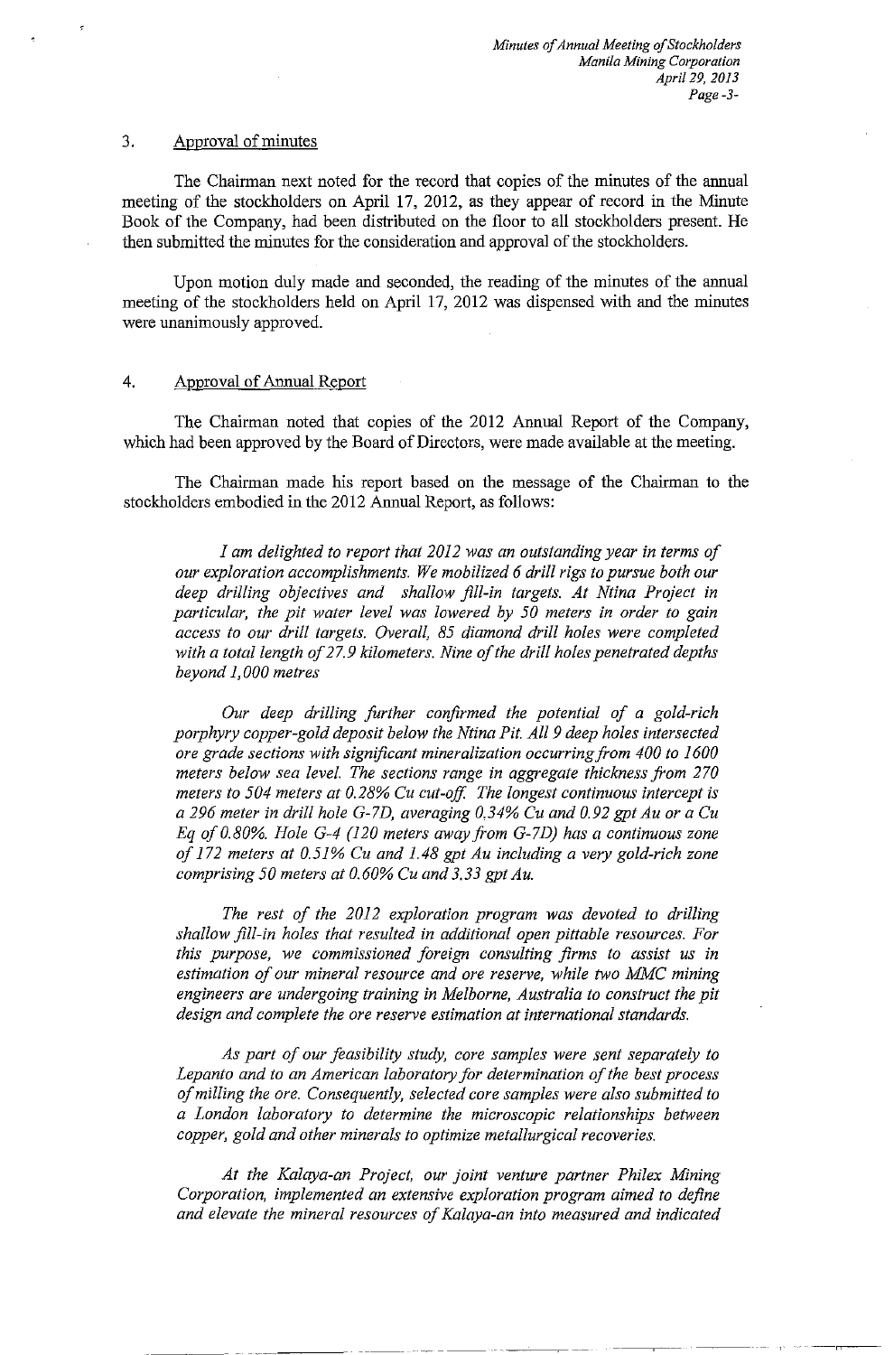3. Approval of minutes

The Chairman next noted for the record that copies of the minutes of the annual meeting of the stockholders on April 17, 2012, as they appear of record in the Minute Book of the Company, had been distributed on the floor to all stockholders present. He then submitted the minutes for the consideration and approval of the stockholders.

Upon motion duly made and seconded, the reading of the minutes of the annual meeting of the stockholders held on April 17, 2012 was dispensed with and the minutes were unanimously approved.

4. Approval of Annual Report

The Chairman noted that copies of the 2012 Annual Report of the Company, which had been approved by the Board of Directors, were made available at the meeting.

The Chairman made his report based on the message of the Chairman to the stockholders embodied in the 2012 Annual Report, as follows:

*I am delighted to report that 2012 was an outstanding year in terms of our exploration accomplishments. We mobilized 6 drill rigs to pursue both our deep drilling objectives and shallow fill-in targets. At Ntina Project in particular, the pit water level was lowered by 50 meters in order to gain access to our drill targets. Overall, 85 diamond drill holes were completed with a total length of 27.9 kilometers. Nine of the drill holes penetrated depths beyond 1,000 metres*

*Our deep drilling further confirmed the potential of a gold-rich porphyry copper-gold deposit below the Ntina Pit. All 9 deep holes intersected ore grade sections with significant mineralization occurring from 400 to 1600 meters below sea level. The sections range in aggregate thickness from 270 meters to 504 meters at 0.28% Cu cut-off. The longest continuous intercept is a 296 meter in drill hole G-7D, averaging 0.34% Cu and 0.92 gpt Au or a Cu Eq of 0.80%. Hole G-4 (120 meters away from G-7D) has a continuous zone of 172 meters at 0.51% Cu and 1.48 gpt Au including a very gold-rich zone comprising 50 meters at 0.60% Cu and 3.33 gpt Au.*

*The rest of the 2012 exploration program was devoted to drilling shallow fill-in holes that resulted in additional open pittable resources. For this purpose, we commissioned foreign consulting firms to assist us in estimation of our mineral resource and ore reserve, while two MMC mining engineers are undergoing training in Melborne, Australia to construct the pit design and complete the ore reserve estimation at international standards.*

*As part of our feasibility study, core samples were sent separately to Lepanto and to an American laboratory for determination of the best process of milling the ore. Consequently, selected core samples were also submitted to a London laboratory to determine the microscopic relationships between copper, gold and other minerals to optimize metallurgical recoveries.*

*At the Kalaya-an Project, our joint venture partner Philex Mining Corporation, implemented an extensive exploration program aimed to define and elevate the mineral resources of Kalaya-an into measured and indicated*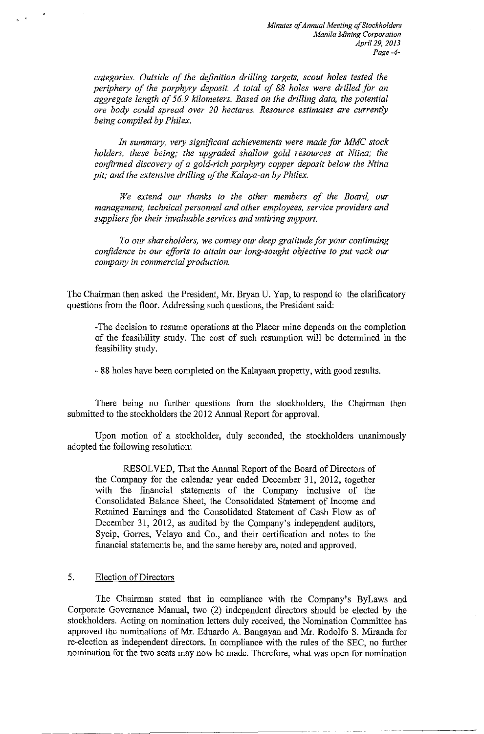*categories. Outside of the definition drilling targets, scout holes tested the periphery of the porphyry deposit. A total of 88 holes were drilled for an aggregate length of 56.9 kilometers. Based on the drilling data, the potential ore body could spread over 20 hectares. Resource estimates are currently being compiled by Philex.*

*In summary, very significant achievements were made for MMC stock holders, these being; the upgraded shallow gold resources at Ntina; the confirmed discovery of a gold-rich porphyry copper deposit below the Ntina pit; and the extensive drilling of the Kalaya-an by Philex.*

*We extend our thanks to the other members of the Board, our management, technical personnel and other employees, service providers and suppliers for their invaluable services and untiring support.*

*To our shareholders, we convey our deep gratitude for your continuing confidence in our efforts to attain our long-sought objective to put vack our company in commercial production.*

The Chairman then asked the President, Mr. Bryan U. Yap, to respond to the clarificatory questions from the floor. Addressing such questions, the President said:

-The decision to resume operations at the Placer mine depends on the completion of the feasibility study. The cost of such resumption will be determined in the feasibility study.

- 88 holes have been completed on the Kalayaan property, with good results.

There being no further questions from the stockholders, the Chairman then submitted to the stockholders the 2012 Annual Report for approval.

Upon motion of a stockholder, duly seconded, the stockholders unanimously adopted the following resolution:

RESOLVED, That the Annual Report of the Board of Directors of the Company for the calendar year ended December 31, 2012, together with the financial statements of the Company inclusive of the Consolidated Balance Sheet, the Consolidated Statement of Income and Retained Earnings and the Consolidated Statement of Cash Flow as of December 31, 2012, as audited by the Company's independent auditors, Sycip, Gorres, Velayo and Co., and their certification and notes to the financial statements be, and the same hereby are, noted and approved.

5. Election of Directors

The Chairman stated that in compliance with the Company's ByLaws and Corporate Governance Manual, two (2) independent directors should be elected by the stockholders. Acting on nomination letters duly received, the Nomination Committee has approved the nominations of Mr. Eduardo A. Bangayan and Mr. Rodolfo S. Miranda for re-election as independent directors. In compliance with the rules of the SEC, no further nomination for the two seats may now be made. Therefore, what was open for nomination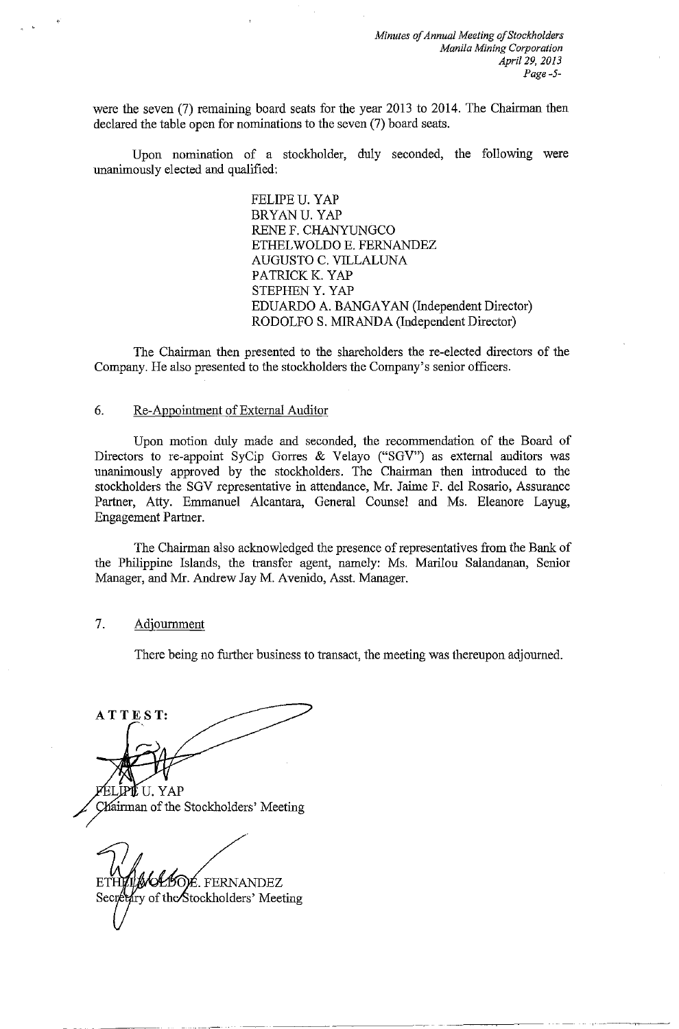were the seven (7) remaining board seats for the year 2013 to 2014. The Chairman then declared the table open for nominations to the seven (7) board seats.

Upon nomination of a stockholder, duly seconded, the following were unanimously elected and qualified:

FELIPE U. YAP  
BRYAN U. YAP  
RENE F. CHANYUNGCO  
ETHELWOLDO E. FERNANDEZ  
AUGUSTO C. VILLALUNA  
PATRICK K. YAP  
STEPHEN Y. YAP  
EDUARDO A. BANGAYAN (Independent Director)  
RODOLFO S. MIRANDA (Independent Director)

The Chairman then presented to the shareholders the re-elected directors of the Company. He also presented to the stockholders the Company's senior officers.

## 6. Re-Appointment of External Auditor

Upon motion duly made and seconded, the recommendation of the Board of Directors to re-appoint SyCip Gorres & Velayo ("SGV") as external auditors was unanimously approved by the stockholders. The Chairman then introduced to the stockholders the SGV representative in attendance, Mr. Jaime F. del Rosario, Assurance Partner, Atty. Emmanuel Alcantara, General Counsel and Ms. Eleanore Layug, Engagement Partner.

The Chairman also acknowledged the presence of representatives from the Bank of the Philippine Islands, the transfer agent, namely: Ms. Marilou Salandanan, Senior Manager, and Mr. Andrew Jay M. Avenido, Asst. Manager.

## 7. Adjournment

There being no further business to transact, the meeting was thereupon adjourned.

**ATTEST:**

FELIPE U. YAP  
Chairman of the Stockholders' Meeting

ETHELWOLDO E. FERNANDEZ  
Secretary of the Stockholders' Meeting